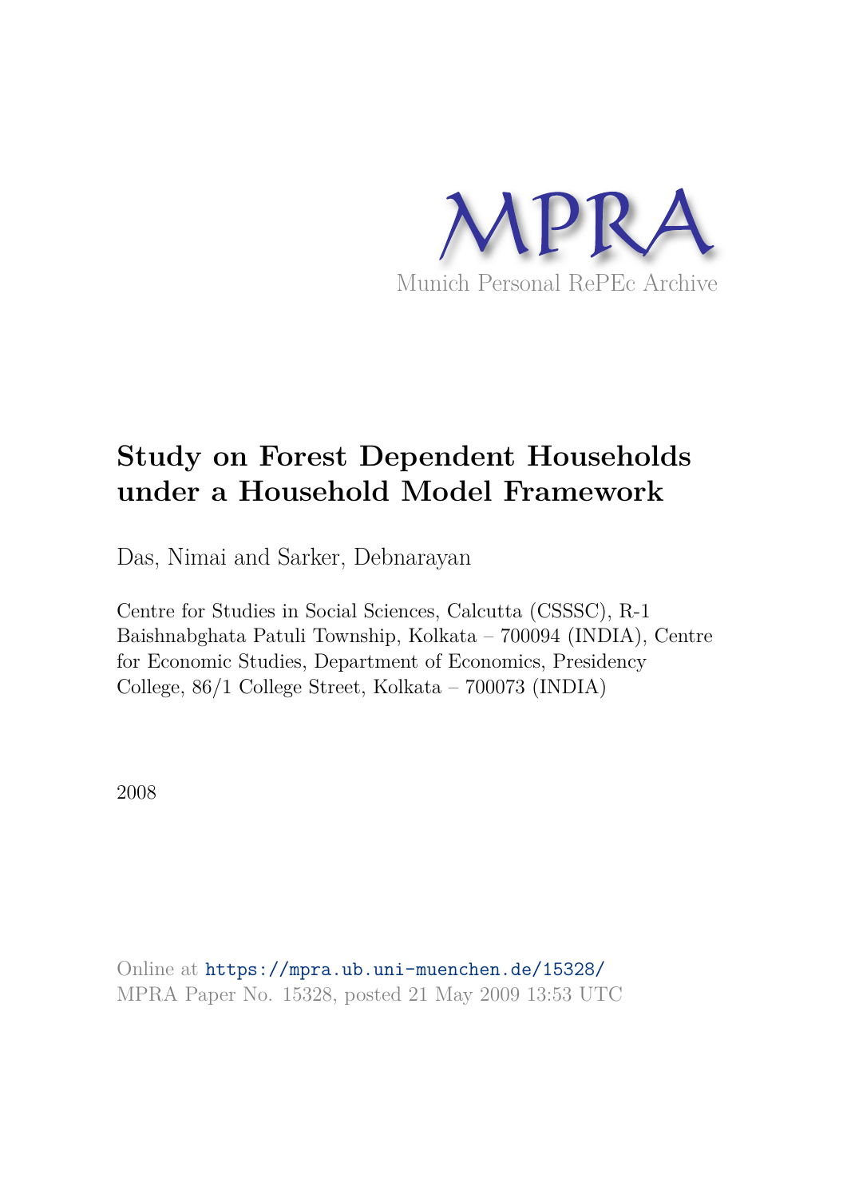MPRA

Munich Personal RePEc Archive

# Study on Forest Dependent Households under a Household Model Framework

Das, Nimai and Sarker, Debnarayan

Centre for Studies in Social Sciences, Calcutta (CSSSC), R-1 Baishnabghata Patuli Township, Kolkata – 700094 (INDIA), Centre for Economic Studies, Department of Economics, Presidency College, 86/1 College Street, Kolkata – 700073 (INDIA)

2008

Online at https://mpra.ub.uni-muenchen.de/15328/
MPRA Paper No. 15328, posted 21 May 2009 13:53 UTC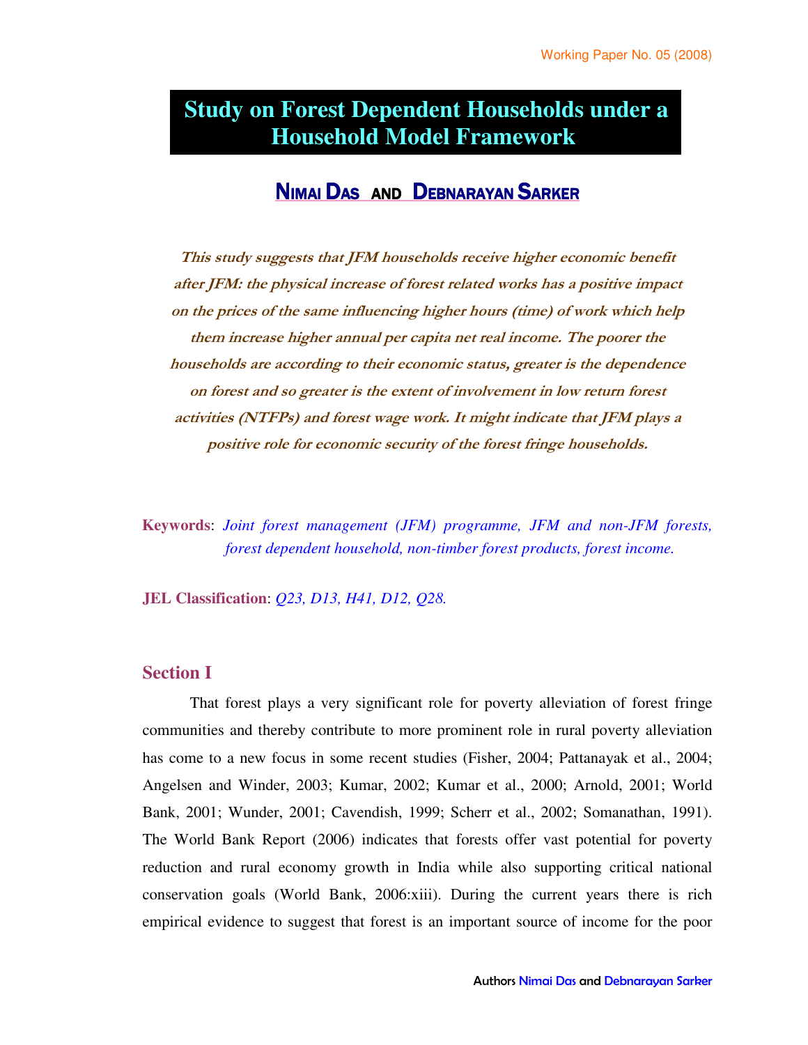Working Paper No. 05 (2008)

# Study on Forest Dependent Households under a Household Model Framework

## NIMAI DAS AND DEBNARAYAN SARKER

***This study suggests that JFM households receive higher economic benefit after JFM: the physical increase of forest related works has a positive impact on the prices of the same influencing higher hours (time) of work which help them increase higher annual per capita net real income. The poorer the households are according to their economic status, greater is the dependence on forest and so greater is the extent of involvement in low return forest activities (NTFPs) and forest wage work. It might indicate that JFM plays a positive role for economic security of the forest fringe households.***

**Keywords**: *Joint forest management (JFM) programme, JFM and non-JFM forests, forest dependent household, non-timber forest products, forest income.*

**JEL Classification**: *Q23, D13, H41, D12, Q28.*

## Section I

That forest plays a very significant role for poverty alleviation of forest fringe communities and thereby contribute to more prominent role in rural poverty alleviation has come to a new focus in some recent studies (Fisher, 2004; Pattanayak et al., 2004; Angelsen and Winder, 2003; Kumar, 2002; Kumar et al., 2000; Arnold, 2001; World Bank, 2001; Wunder, 2001; Cavendish, 1999; Scherr et al., 2002; Somanathan, 1991). The World Bank Report (2006) indicates that forests offer vast potential for poverty reduction and rural economy growth in India while also supporting critical national conservation goals (World Bank, 2006:xiii). During the current years there is rich empirical evidence to suggest that forest is an important source of income for the poor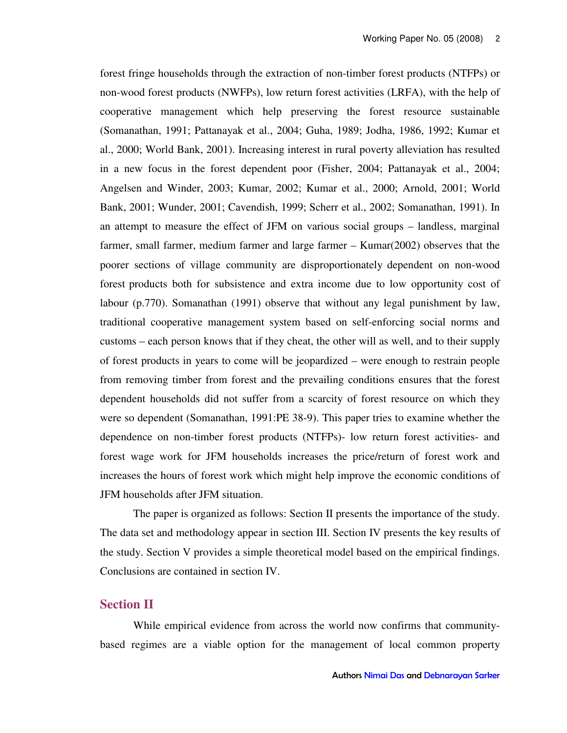forest fringe households through the extraction of non-timber forest products (NTFPs) or non-wood forest products (NWFPs), low return forest activities (LRFA), with the help of cooperative management which help preserving the forest resource sustainable (Somanathan, 1991; Pattanayak et al., 2004; Guha, 1989; Jodha, 1986, 1992; Kumar et al., 2000; World Bank, 2001). Increasing interest in rural poverty alleviation has resulted in a new focus in the forest dependent poor (Fisher, 2004; Pattanayak et al., 2004; Angelsen and Winder, 2003; Kumar, 2002; Kumar et al., 2000; Arnold, 2001; World Bank, 2001; Wunder, 2001; Cavendish, 1999; Scherr et al., 2002; Somanathan, 1991). In an attempt to measure the effect of JFM on various social groups – landless, marginal farmer, small farmer, medium farmer and large farmer – Kumar(2002) observes that the poorer sections of village community are disproportionately dependent on non-wood forest products both for subsistence and extra income due to low opportunity cost of labour (p.770). Somanathan (1991) observe that without any legal punishment by law, traditional cooperative management system based on self-enforcing social norms and customs – each person knows that if they cheat, the other will as well, and to their supply of forest products in years to come will be jeopardized – were enough to restrain people from removing timber from forest and the prevailing conditions ensures that the forest dependent households did not suffer from a scarcity of forest resource on which they were so dependent (Somanathan, 1991:PE 38-9). This paper tries to examine whether the dependence on non-timber forest products (NTFPs)- low return forest activities- and forest wage work for JFM households increases the price/return of forest work and increases the hours of forest work which might help improve the economic conditions of JFM households after JFM situation.

The paper is organized as follows: Section II presents the importance of the study. The data set and methodology appear in section III. Section IV presents the key results of the study. Section V provides a simple theoretical model based on the empirical findings. Conclusions are contained in section IV.

## Section II

While empirical evidence from across the world now confirms that community-based regimes are a viable option for the management of local common property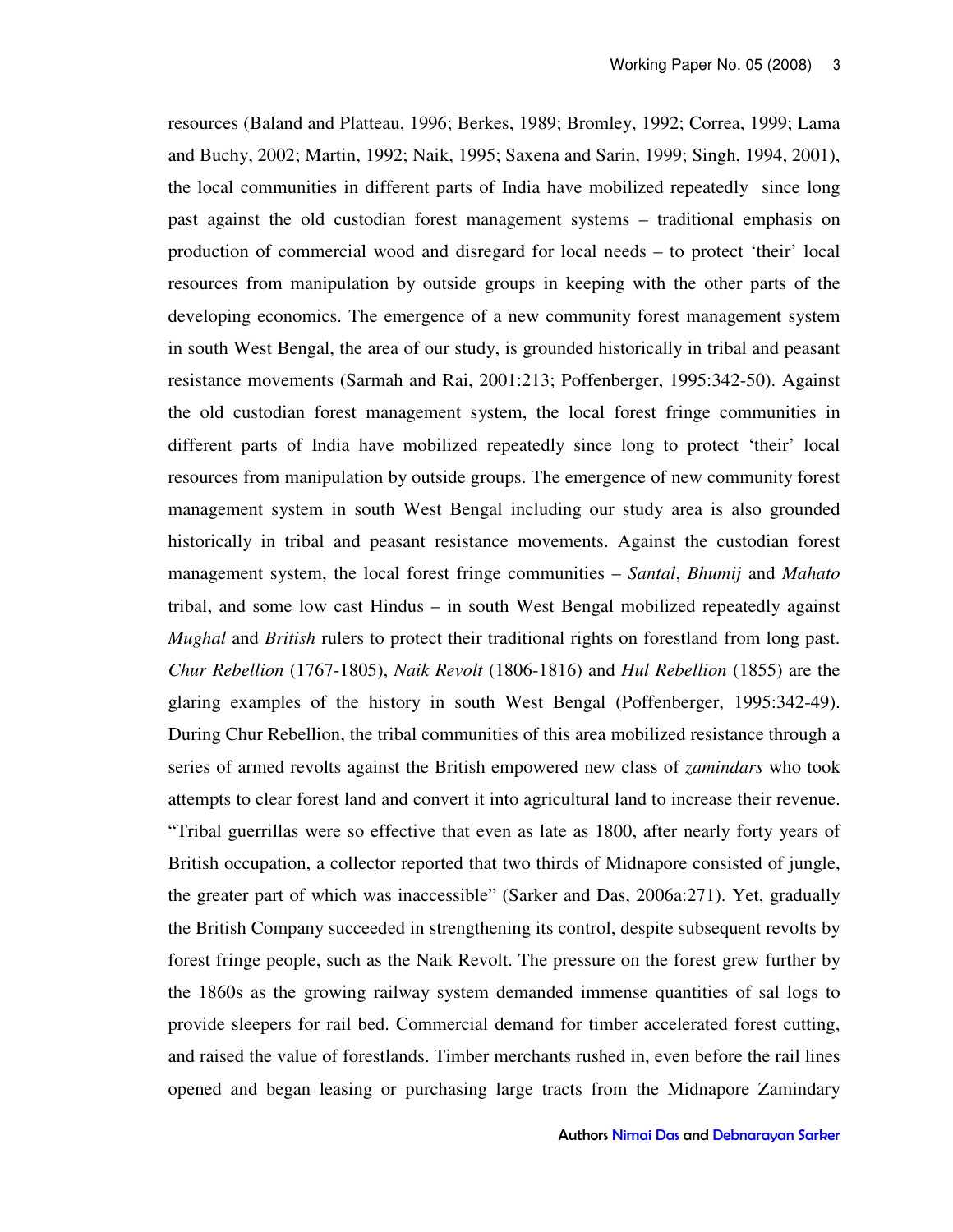resources (Baland and Platteau, 1996; Berkes, 1989; Bromley, 1992; Correa, 1999; Lama and Buchy, 2002; Martin, 1992; Naik, 1995; Saxena and Sarin, 1999; Singh, 1994, 2001), the local communities in different parts of India have mobilized repeatedly since long past against the old custodian forest management systems – traditional emphasis on production of commercial wood and disregard for local needs – to protect 'their' local resources from manipulation by outside groups in keeping with the other parts of the developing economics. The emergence of a new community forest management system in south West Bengal, the area of our study, is grounded historically in tribal and peasant resistance movements (Sarmah and Rai, 2001:213; Poffenberger, 1995:342-50). Against the old custodian forest management system, the local forest fringe communities in different parts of India have mobilized repeatedly since long to protect 'their' local resources from manipulation by outside groups. The emergence of new community forest management system in south West Bengal including our study area is also grounded historically in tribal and peasant resistance movements. Against the custodian forest management system, the local forest fringe communities – *Santal*, *Bhumij* and *Mahato* tribal, and some low cast Hindus – in south West Bengal mobilized repeatedly against *Mughal* and *British* rulers to protect their traditional rights on forestland from long past. *Chur Rebellion* (1767-1805), *Naik Revolt* (1806-1816) and *Hul Rebellion* (1855) are the glaring examples of the history in south West Bengal (Poffenberger, 1995:342-49). During Chur Rebellion, the tribal communities of this area mobilized resistance through a series of armed revolts against the British empowered new class of *zamindars* who took attempts to clear forest land and convert it into agricultural land to increase their revenue. "Tribal guerrillas were so effective that even as late as 1800, after nearly forty years of British occupation, a collector reported that two thirds of Midnapore consisted of jungle, the greater part of which was inaccessible" (Sarker and Das, 2006a:271). Yet, gradually the British Company succeeded in strengthening its control, despite subsequent revolts by forest fringe people, such as the Naik Revolt. The pressure on the forest grew further by the 1860s as the growing railway system demanded immense quantities of sal logs to provide sleepers for rail bed. Commercial demand for timber accelerated forest cutting, and raised the value of forestlands. Timber merchants rushed in, even before the rail lines opened and began leasing or purchasing large tracts from the Midnapore Zamindary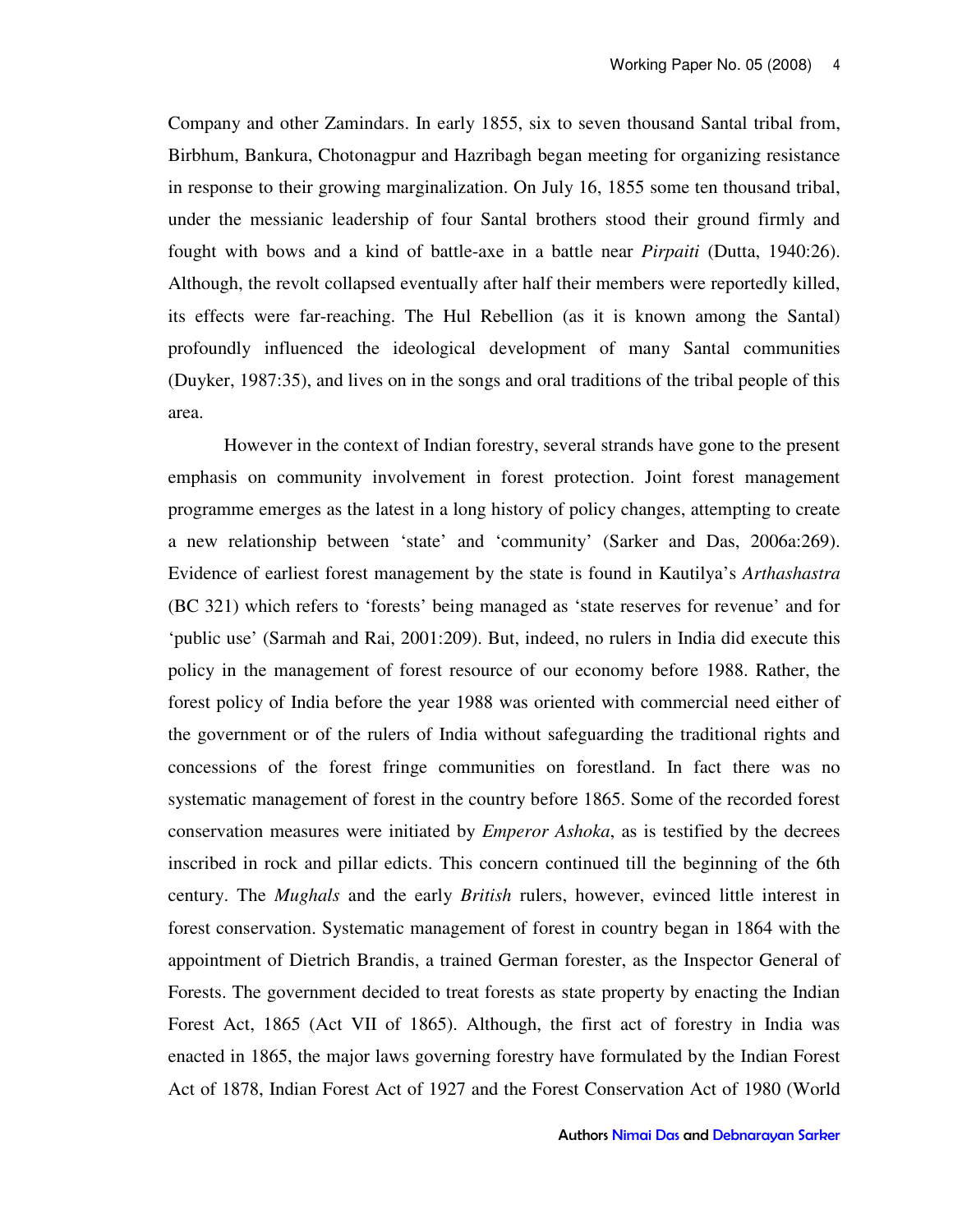Company and other Zamindars. In early 1855, six to seven thousand Santal tribal from, Birbhum, Bankura, Chotonagpur and Hazribagh began meeting for organizing resistance in response to their growing marginalization. On July 16, 1855 some ten thousand tribal, under the messianic leadership of four Santal brothers stood their ground firmly and fought with bows and a kind of battle-axe in a battle near *Pirpaiti* (Dutta, 1940:26). Although, the revolt collapsed eventually after half their members were reportedly killed, its effects were far-reaching. The Hul Rebellion (as it is known among the Santal) profoundly influenced the ideological development of many Santal communities (Duyker, 1987:35), and lives on in the songs and oral traditions of the tribal people of this area.

However in the context of Indian forestry, several strands have gone to the present emphasis on community involvement in forest protection. Joint forest management programme emerges as the latest in a long history of policy changes, attempting to create a new relationship between 'state' and 'community' (Sarker and Das, 2006a:269). Evidence of earliest forest management by the state is found in Kautilya's *Arthashastra* (BC 321) which refers to 'forests' being managed as 'state reserves for revenue' and for 'public use' (Sarmah and Rai, 2001:209). But, indeed, no rulers in India did execute this policy in the management of forest resource of our economy before 1988. Rather, the forest policy of India before the year 1988 was oriented with commercial need either of the government or of the rulers of India without safeguarding the traditional rights and concessions of the forest fringe communities on forestland. In fact there was no systematic management of forest in the country before 1865. Some of the recorded forest conservation measures were initiated by *Emperor Ashoka*, as is testified by the decrees inscribed in rock and pillar edicts. This concern continued till the beginning of the 6th century. The *Mughals* and the early *British* rulers, however, evinced little interest in forest conservation. Systematic management of forest in country began in 1864 with the appointment of Dietrich Brandis, a trained German forester, as the Inspector General of Forests. The government decided to treat forests as state property by enacting the Indian Forest Act, 1865 (Act VII of 1865). Although, the first act of forestry in India was enacted in 1865, the major laws governing forestry have formulated by the Indian Forest Act of 1878, Indian Forest Act of 1927 and the Forest Conservation Act of 1980 (World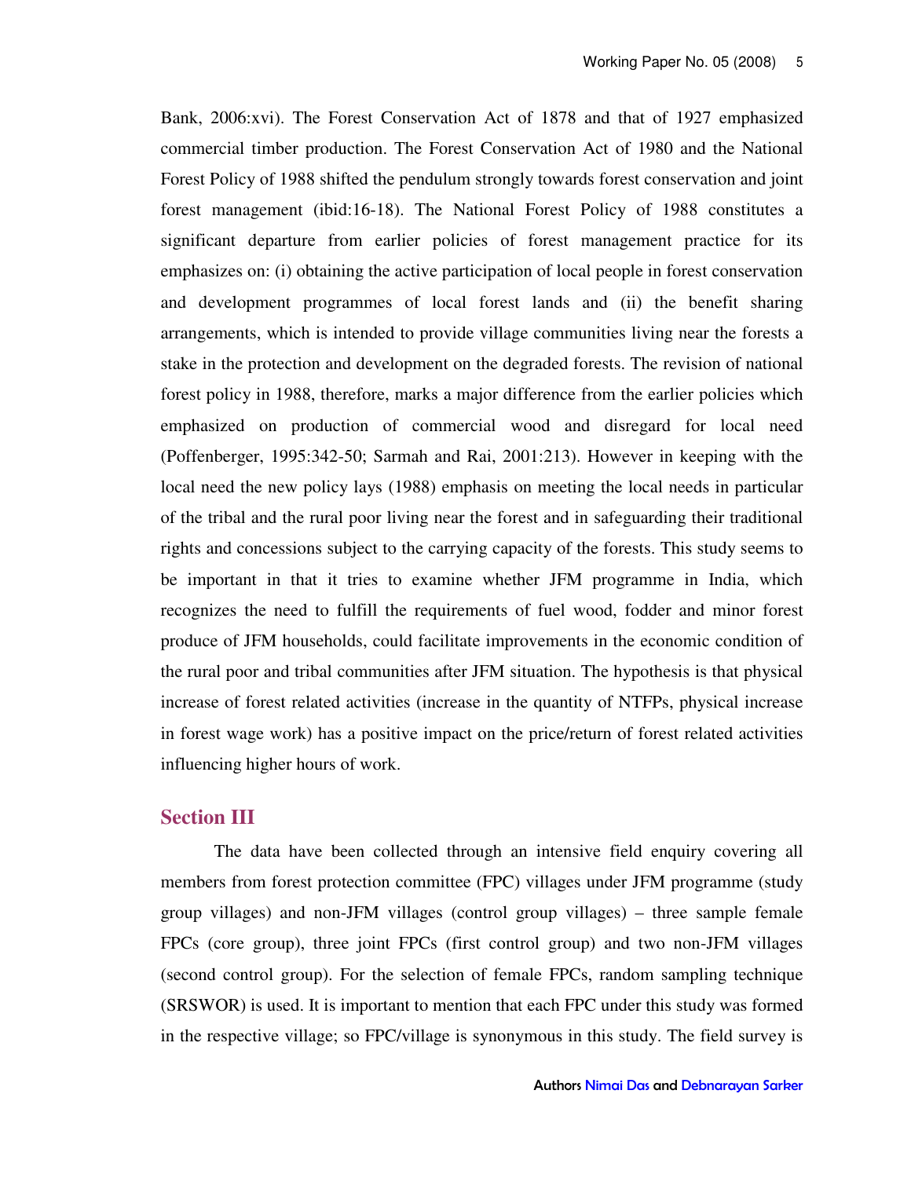Bank, 2006:xvi). The Forest Conservation Act of 1878 and that of 1927 emphasized commercial timber production. The Forest Conservation Act of 1980 and the National Forest Policy of 1988 shifted the pendulum strongly towards forest conservation and joint forest management (ibid:16-18). The National Forest Policy of 1988 constitutes a significant departure from earlier policies of forest management practice for its emphasizes on: (i) obtaining the active participation of local people in forest conservation and development programmes of local forest lands and (ii) the benefit sharing arrangements, which is intended to provide village communities living near the forests a stake in the protection and development on the degraded forests. The revision of national forest policy in 1988, therefore, marks a major difference from the earlier policies which emphasized on production of commercial wood and disregard for local need (Poffenberger, 1995:342-50; Sarmah and Rai, 2001:213). However in keeping with the local need the new policy lays (1988) emphasis on meeting the local needs in particular of the tribal and the rural poor living near the forest and in safeguarding their traditional rights and concessions subject to the carrying capacity of the forests. This study seems to be important in that it tries to examine whether JFM programme in India, which recognizes the need to fulfill the requirements of fuel wood, fodder and minor forest produce of JFM households, could facilitate improvements in the economic condition of the rural poor and tribal communities after JFM situation. The hypothesis is that physical increase of forest related activities (increase in the quantity of NTFPs, physical increase in forest wage work) has a positive impact on the price/return of forest related activities influencing higher hours of work.

## Section III

The data have been collected through an intensive field enquiry covering all members from forest protection committee (FPC) villages under JFM programme (study group villages) and non-JFM villages (control group villages) – three sample female FPCs (core group), three joint FPCs (first control group) and two non-JFM villages (second control group). For the selection of female FPCs, random sampling technique (SRSWOR) is used. It is important to mention that each FPC under this study was formed in the respective village; so FPC/village is synonymous in this study. The field survey is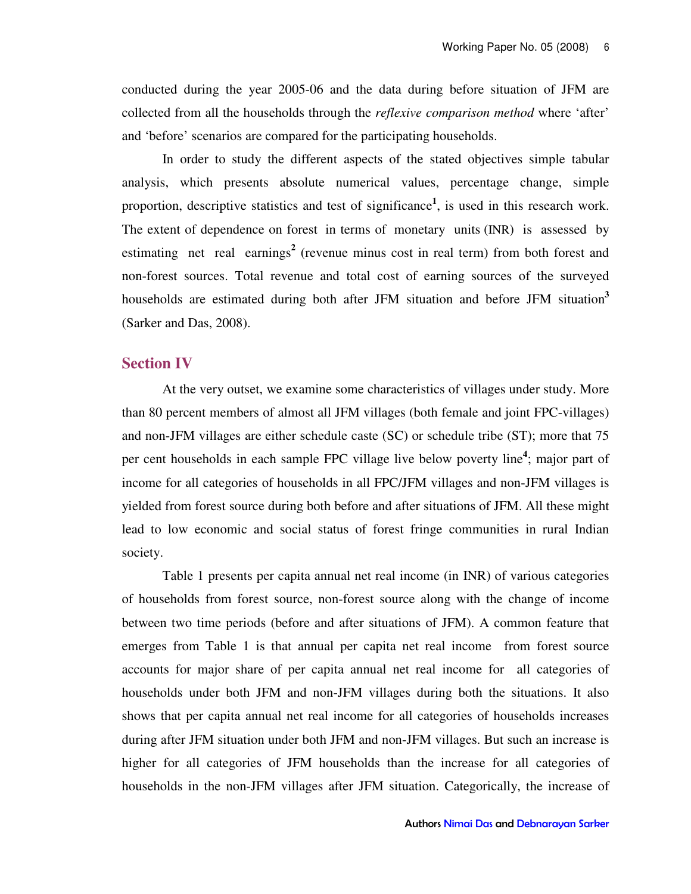conducted during the year 2005-06 and the data during before situation of JFM are collected from all the households through the *reflexive comparison method* where 'after' and 'before' scenarios are compared for the participating households.

In order to study the different aspects of the stated objectives simple tabular analysis, which presents absolute numerical values, percentage change, simple proportion, descriptive statistics and test of significance[1], is used in this research work. The extent of dependence on forest in terms of monetary units (INR) is assessed by estimating net real earnings[2] (revenue minus cost in real term) from both forest and non-forest sources. Total revenue and total cost of earning sources of the surveyed households are estimated during both after JFM situation and before JFM situation[3] (Sarker and Das, 2008).

## Section IV

At the very outset, we examine some characteristics of villages under study. More than 80 percent members of almost all JFM villages (both female and joint FPC-villages) and non-JFM villages are either schedule caste (SC) or schedule tribe (ST); more that 75 per cent households in each sample FPC village live below poverty line[4]; major part of income for all categories of households in all FPC/JFM villages and non-JFM villages is yielded from forest source during both before and after situations of JFM. All these might lead to low economic and social status of forest fringe communities in rural Indian society.

Table 1 presents per capita annual net real income (in INR) of various categories of households from forest source, non-forest source along with the change of income between two time periods (before and after situations of JFM). A common feature that emerges from Table 1 is that annual per capita net real income from forest source accounts for major share of per capita annual net real income for all categories of households under both JFM and non-JFM villages during both the situations. It also shows that per capita annual net real income for all categories of households increases during after JFM situation under both JFM and non-JFM villages. But such an increase is higher for all categories of JFM households than the increase for all categories of households in the non-JFM villages after JFM situation. Categorically, the increase of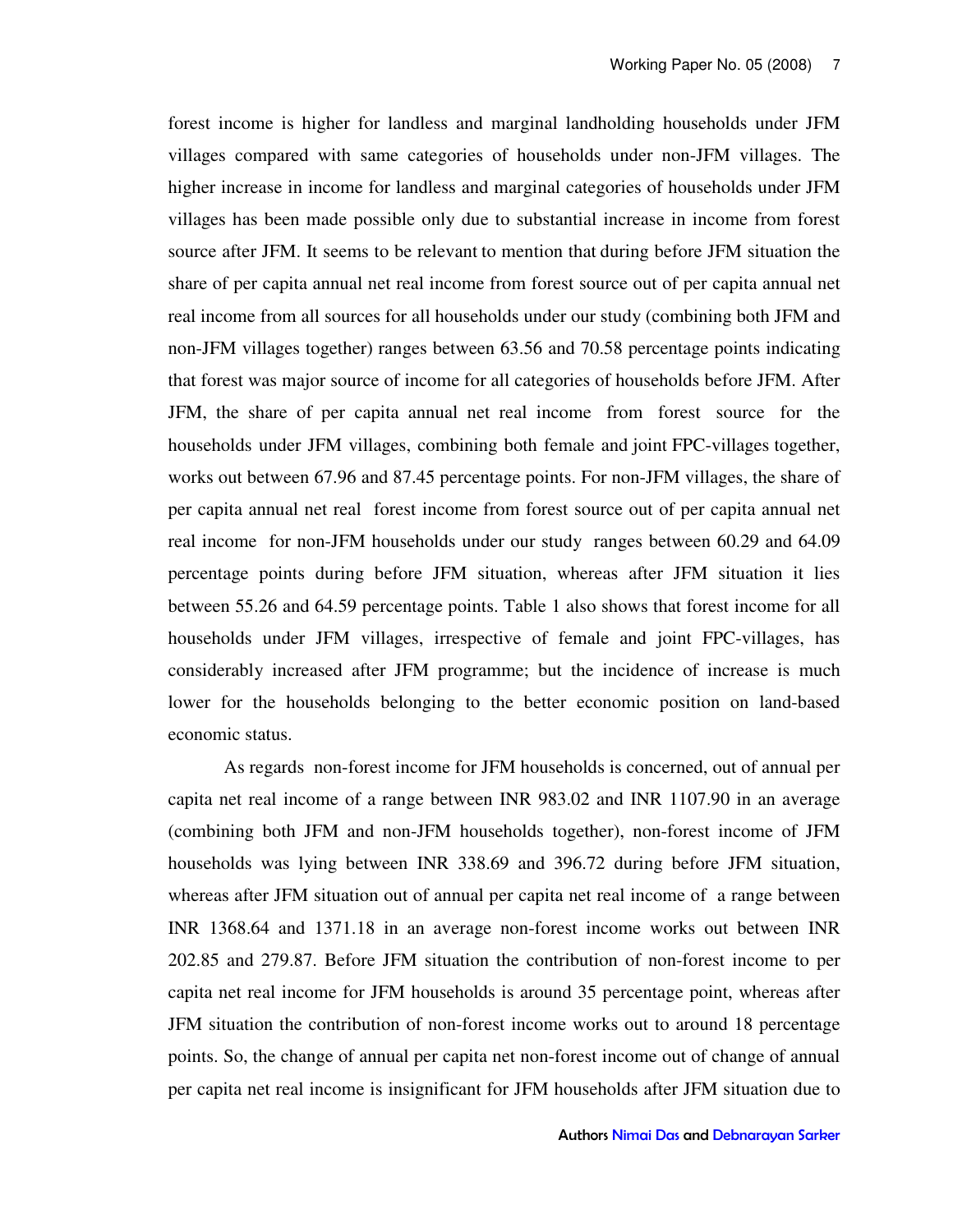forest income is higher for landless and marginal landholding households under JFM villages compared with same categories of households under non-JFM villages. The higher increase in income for landless and marginal categories of households under JFM villages has been made possible only due to substantial increase in income from forest source after JFM. It seems to be relevant to mention that during before JFM situation the share of per capita annual net real income from forest source out of per capita annual net real income from all sources for all households under our study (combining both JFM and non-JFM villages together) ranges between 63.56 and 70.58 percentage points indicating that forest was major source of income for all categories of households before JFM. After JFM, the share of per capita annual net real income from forest source for the households under JFM villages, combining both female and joint FPC-villages together, works out between 67.96 and 87.45 percentage points. For non-JFM villages, the share of per capita annual net real forest income from forest source out of per capita annual net real income for non-JFM households under our study ranges between 60.29 and 64.09 percentage points during before JFM situation, whereas after JFM situation it lies between 55.26 and 64.59 percentage points. Table 1 also shows that forest income for all households under JFM villages, irrespective of female and joint FPC-villages, has considerably increased after JFM programme; but the incidence of increase is much lower for the households belonging to the better economic position on land-based economic status.

As regards non-forest income for JFM households is concerned, out of annual per capita net real income of a range between INR 983.02 and INR 1107.90 in an average (combining both JFM and non-JFM households together), non-forest income of JFM households was lying between INR 338.69 and 396.72 during before JFM situation, whereas after JFM situation out of annual per capita net real income of a range between INR 1368.64 and 1371.18 in an average non-forest income works out between INR 202.85 and 279.87. Before JFM situation the contribution of non-forest income to per capita net real income for JFM households is around 35 percentage point, whereas after JFM situation the contribution of non-forest income works out to around 18 percentage points. So, the change of annual per capita net non-forest income out of change of annual per capita net real income is insignificant for JFM households after JFM situation due to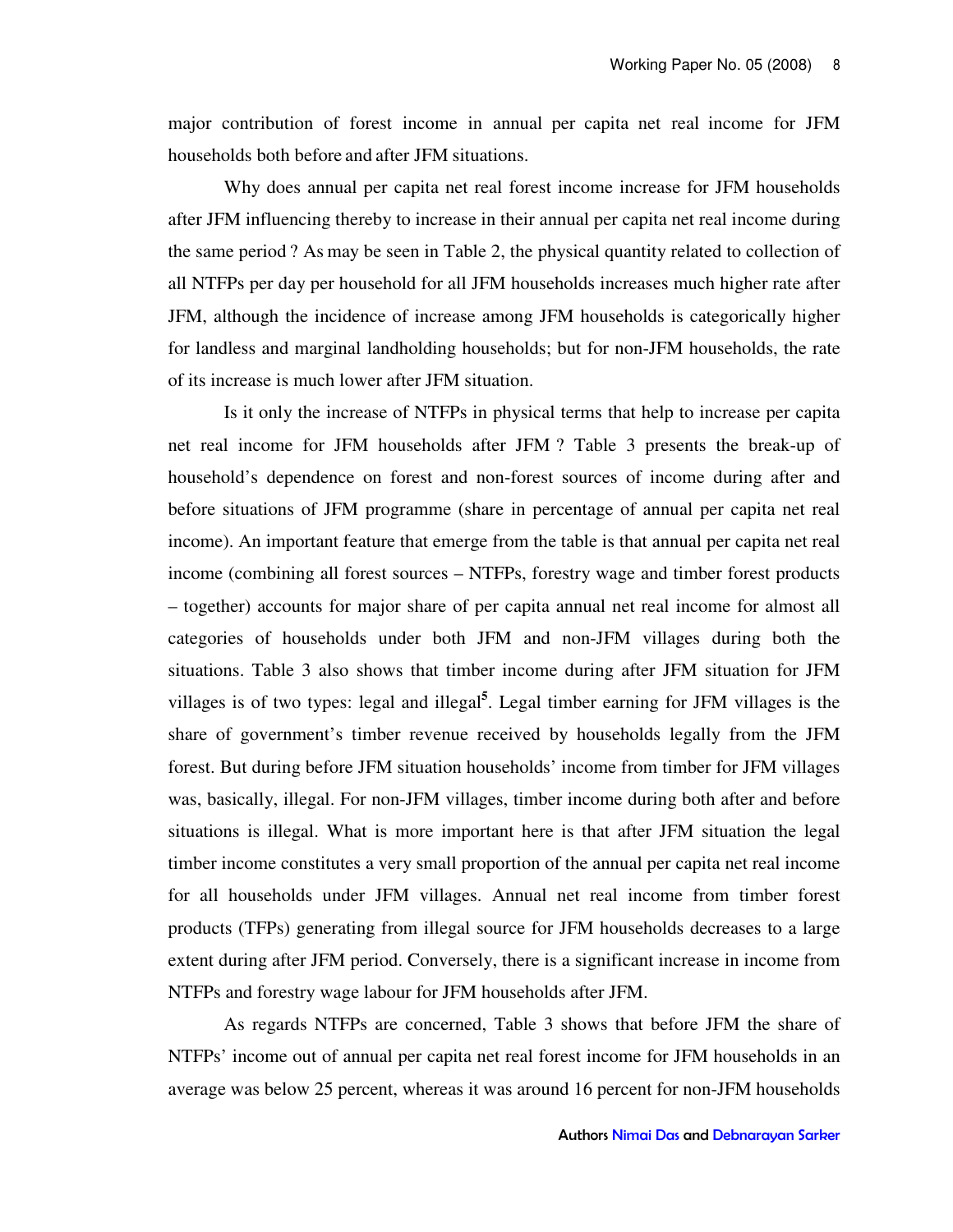major contribution of forest income in annual per capita net real income for JFM households both before and after JFM situations.

Why does annual per capita net real forest income increase for JFM households after JFM influencing thereby to increase in their annual per capita net real income during the same period ? As may be seen in Table 2, the physical quantity related to collection of all NTFPs per day per household for all JFM households increases much higher rate after JFM, although the incidence of increase among JFM households is categorically higher for landless and marginal landholding households; but for non-JFM households, the rate of its increase is much lower after JFM situation.

Is it only the increase of NTFPs in physical terms that help to increase per capita net real income for JFM households after JFM ? Table 3 presents the break-up of household's dependence on forest and non-forest sources of income during after and before situations of JFM programme (share in percentage of annual per capita net real income). An important feature that emerge from the table is that annual per capita net real income (combining all forest sources – NTFPs, forestry wage and timber forest products – together) accounts for major share of per capita annual net real income for almost all categories of households under both JFM and non-JFM villages during both the situations. Table 3 also shows that timber income during after JFM situation for JFM villages is of two types: legal and illegal[5]. Legal timber earning for JFM villages is the share of government's timber revenue received by households legally from the JFM forest. But during before JFM situation households' income from timber for JFM villages was, basically, illegal. For non-JFM villages, timber income during both after and before situations is illegal. What is more important here is that after JFM situation the legal timber income constitutes a very small proportion of the annual per capita net real income for all households under JFM villages. Annual net real income from timber forest products (TFPs) generating from illegal source for JFM households decreases to a large extent during after JFM period. Conversely, there is a significant increase in income from NTFPs and forestry wage labour for JFM households after JFM.

As regards NTFPs are concerned, Table 3 shows that before JFM the share of NTFPs' income out of annual per capita net real forest income for JFM households in an average was below 25 percent, whereas it was around 16 percent for non-JFM households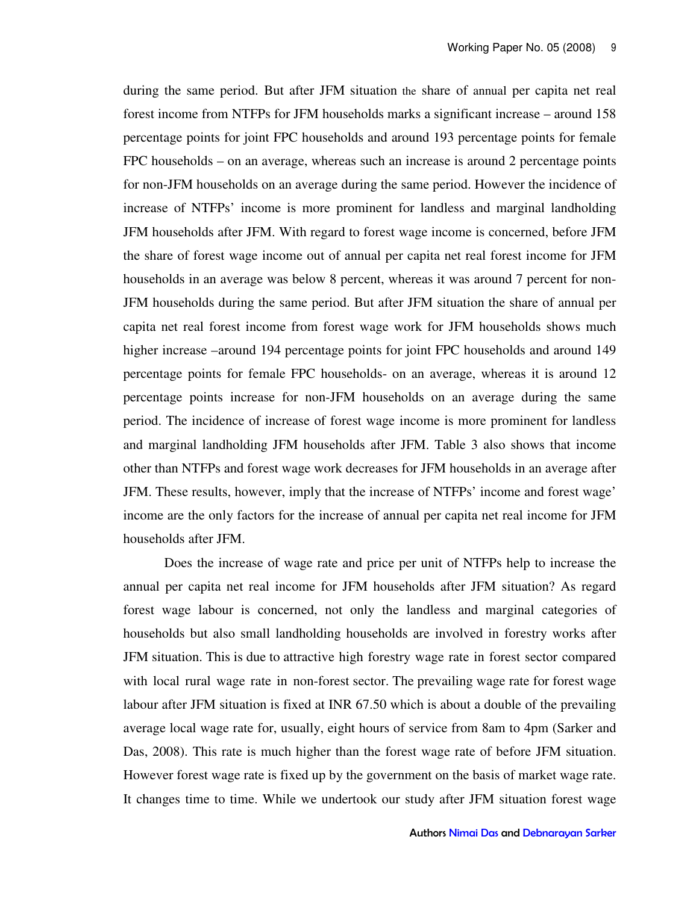during the same period. But after JFM situation the share of annual per capita net real forest income from NTFPs for JFM households marks a significant increase – around 158 percentage points for joint FPC households and around 193 percentage points for female FPC households – on an average, whereas such an increase is around 2 percentage points for non-JFM households on an average during the same period. However the incidence of increase of NTFPs' income is more prominent for landless and marginal landholding JFM households after JFM. With regard to forest wage income is concerned, before JFM the share of forest wage income out of annual per capita net real forest income for JFM households in an average was below 8 percent, whereas it was around 7 percent for non-JFM households during the same period. But after JFM situation the share of annual per capita net real forest income from forest wage work for JFM households shows much higher increase –around 194 percentage points for joint FPC households and around 149 percentage points for female FPC households- on an average, whereas it is around 12 percentage points increase for non-JFM households on an average during the same period. The incidence of increase of forest wage income is more prominent for landless and marginal landholding JFM households after JFM. Table 3 also shows that income other than NTFPs and forest wage work decreases for JFM households in an average after JFM. These results, however, imply that the increase of NTFPs' income and forest wage' income are the only factors for the increase of annual per capita net real income for JFM households after JFM.

Does the increase of wage rate and price per unit of NTFPs help to increase the annual per capita net real income for JFM households after JFM situation? As regard forest wage labour is concerned, not only the landless and marginal categories of households but also small landholding households are involved in forestry works after JFM situation. This is due to attractive high forestry wage rate in forest sector compared with local rural wage rate in non-forest sector. The prevailing wage rate for forest wage labour after JFM situation is fixed at INR 67.50 which is about a double of the prevailing average local wage rate for, usually, eight hours of service from 8am to 4pm (Sarker and Das, 2008). This rate is much higher than the forest wage rate of before JFM situation. However forest wage rate is fixed up by the government on the basis of market wage rate. It changes time to time. While we undertook our study after JFM situation forest wage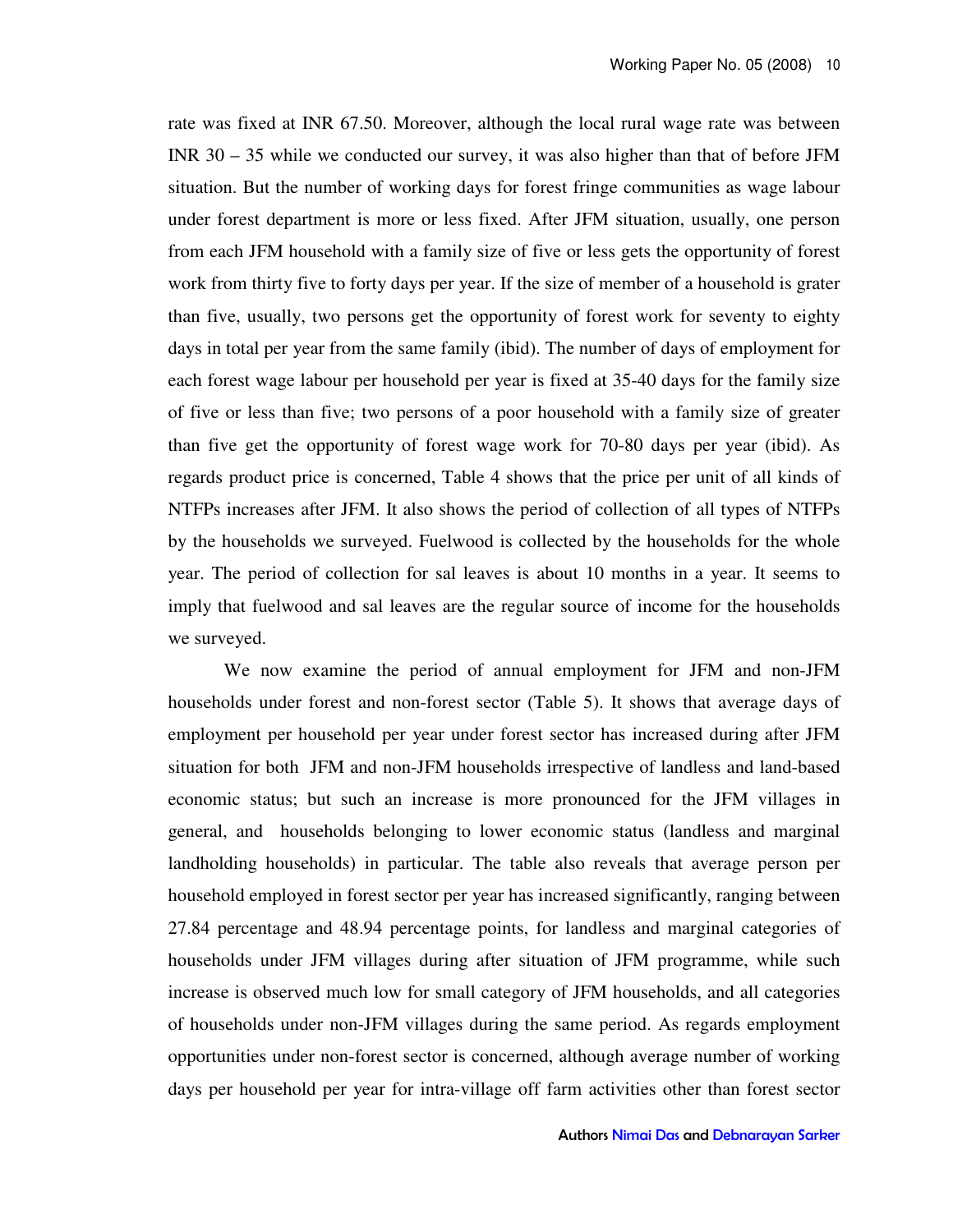rate was fixed at INR 67.50. Moreover, although the local rural wage rate was between INR 30 – 35 while we conducted our survey, it was also higher than that of before JFM situation. But the number of working days for forest fringe communities as wage labour under forest department is more or less fixed. After JFM situation, usually, one person from each JFM household with a family size of five or less gets the opportunity of forest work from thirty five to forty days per year. If the size of member of a household is grater than five, usually, two persons get the opportunity of forest work for seventy to eighty days in total per year from the same family (ibid). The number of days of employment for each forest wage labour per household per year is fixed at 35-40 days for the family size of five or less than five; two persons of a poor household with a family size of greater than five get the opportunity of forest wage work for 70-80 days per year (ibid). As regards product price is concerned, Table 4 shows that the price per unit of all kinds of NTFPs increases after JFM. It also shows the period of collection of all types of NTFPs by the households we surveyed. Fuelwood is collected by the households for the whole year. The period of collection for sal leaves is about 10 months in a year. It seems to imply that fuelwood and sal leaves are the regular source of income for the households we surveyed.

We now examine the period of annual employment for JFM and non-JFM households under forest and non-forest sector (Table 5). It shows that average days of employment per household per year under forest sector has increased during after JFM situation for both JFM and non-JFM households irrespective of landless and land-based economic status; but such an increase is more pronounced for the JFM villages in general, and households belonging to lower economic status (landless and marginal landholding households) in particular. The table also reveals that average person per household employed in forest sector per year has increased significantly, ranging between 27.84 percentage and 48.94 percentage points, for landless and marginal categories of households under JFM villages during after situation of JFM programme, while such increase is observed much low for small category of JFM households, and all categories of households under non-JFM villages during the same period. As regards employment opportunities under non-forest sector is concerned, although average number of working days per household per year for intra-village off farm activities other than forest sector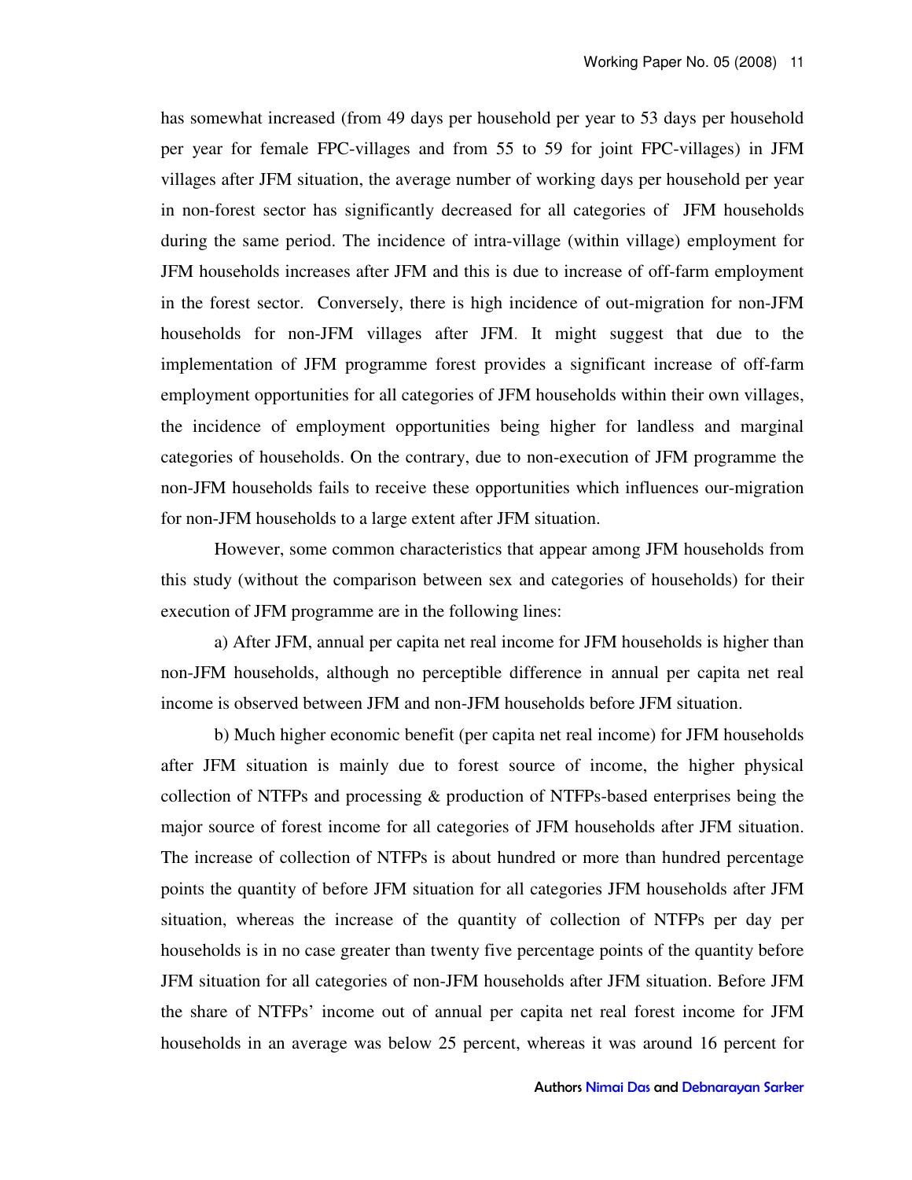has somewhat increased (from 49 days per household per year to 53 days per household per year for female FPC-villages and from 55 to 59 for joint FPC-villages) in JFM villages after JFM situation, the average number of working days per household per year in non-forest sector has significantly decreased for all categories of JFM households during the same period. The incidence of intra-village (within village) employment for JFM households increases after JFM and this is due to increase of off-farm employment in the forest sector. Conversely, there is high incidence of out-migration for non-JFM households for non-JFM villages after JFM. It might suggest that due to the implementation of JFM programme forest provides a significant increase of off-farm employment opportunities for all categories of JFM households within their own villages, the incidence of employment opportunities being higher for landless and marginal categories of households. On the contrary, due to non-execution of JFM programme the non-JFM households fails to receive these opportunities which influences our-migration for non-JFM households to a large extent after JFM situation.

However, some common characteristics that appear among JFM households from this study (without the comparison between sex and categories of households) for their execution of JFM programme are in the following lines:

a) After JFM, annual per capita net real income for JFM households is higher than non-JFM households, although no perceptible difference in annual per capita net real income is observed between JFM and non-JFM households before JFM situation.

b) Much higher economic benefit (per capita net real income) for JFM households after JFM situation is mainly due to forest source of income, the higher physical collection of NTFPs and processing & production of NTFPs-based enterprises being the major source of forest income for all categories of JFM households after JFM situation. The increase of collection of NTFPs is about hundred or more than hundred percentage points the quantity of before JFM situation for all categories JFM households after JFM situation, whereas the increase of the quantity of collection of NTFPs per day per households is in no case greater than twenty five percentage points of the quantity before JFM situation for all categories of non-JFM households after JFM situation. Before JFM the share of NTFPs' income out of annual per capita net real forest income for JFM households in an average was below 25 percent, whereas it was around 16 percent for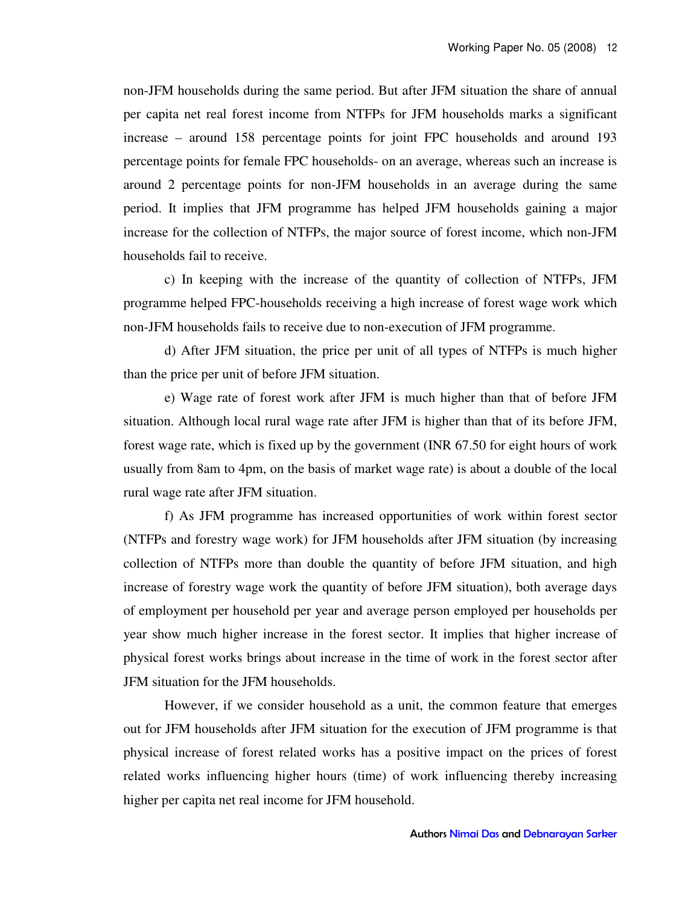non-JFM households during the same period. But after JFM situation the share of annual per capita net real forest income from NTFPs for JFM households marks a significant increase – around 158 percentage points for joint FPC households and around 193 percentage points for female FPC households- on an average, whereas such an increase is around 2 percentage points for non-JFM households in an average during the same period. It implies that JFM programme has helped JFM households gaining a major increase for the collection of NTFPs, the major source of forest income, which non-JFM households fail to receive.

c) In keeping with the increase of the quantity of collection of NTFPs, JFM programme helped FPC-households receiving a high increase of forest wage work which non-JFM households fails to receive due to non-execution of JFM programme.

d) After JFM situation, the price per unit of all types of NTFPs is much higher than the price per unit of before JFM situation.

e) Wage rate of forest work after JFM is much higher than that of before JFM situation. Although local rural wage rate after JFM is higher than that of its before JFM, forest wage rate, which is fixed up by the government (INR 67.50 for eight hours of work usually from 8am to 4pm, on the basis of market wage rate) is about a double of the local rural wage rate after JFM situation.

f) As JFM programme has increased opportunities of work within forest sector (NTFPs and forestry wage work) for JFM households after JFM situation (by increasing collection of NTFPs more than double the quantity of before JFM situation, and high increase of forestry wage work the quantity of before JFM situation), both average days of employment per household per year and average person employed per households per year show much higher increase in the forest sector. It implies that higher increase of physical forest works brings about increase in the time of work in the forest sector after JFM situation for the JFM households.

However, if we consider household as a unit, the common feature that emerges out for JFM households after JFM situation for the execution of JFM programme is that physical increase of forest related works has a positive impact on the prices of forest related works influencing higher hours (time) of work influencing thereby increasing higher per capita net real income for JFM household.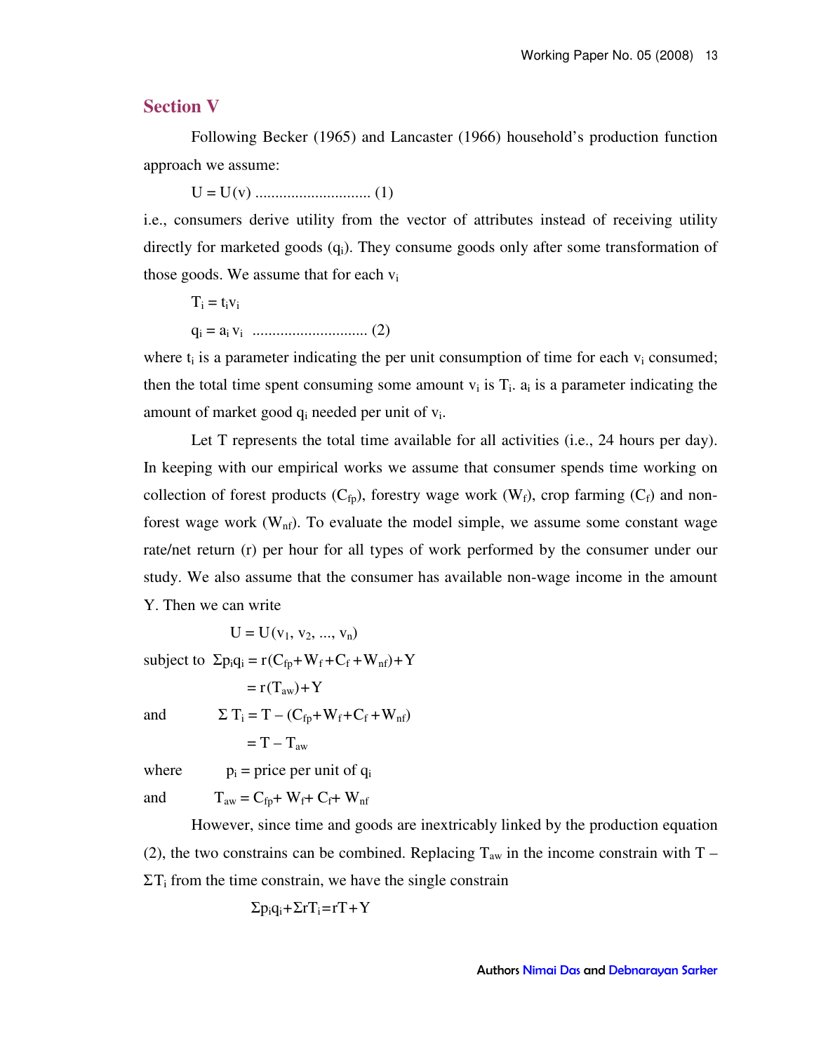## Section V

Following Becker (1965) and Lancaster (1966) household's production function approach we assume:

$$U = U(v) \text{ ............................ (1)}$$

i.e., consumers derive utility from the vector of attributes instead of receiving utility directly for marketed goods ($q_i$). They consume goods only after some transformation of those goods. We assume that for each $v_i$

$$T_i = t_i v_i$$

$$q_i = a_i v_i \text{ ............................ (2)}$$

where $t_i$ is a parameter indicating the per unit consumption of time for each $v_i$ consumed; then the total time spent consuming some amount $v_i$ is $T_i$. $a_i$ is a parameter indicating the amount of market good $q_i$ needed per unit of $v_i$.

Let T represents the total time available for all activities (i.e., 24 hours per day). In keeping with our empirical works we assume that consumer spends time working on collection of forest products ($C_{fp}$), forestry wage work ($W_f$), crop farming ($C_f$) and non-forest wage work ($W_{nf}$). To evaluate the model simple, we assume some constant wage rate/net return (r) per hour for all types of work performed by the consumer under our study. We also assume that the consumer has available non-wage income in the amount Y. Then we can write

$$U = U(v_1, v_2, ..., v_n)$$

subject to $\Sigma p_i q_i = r(C_{fp}+W_f+C_f+W_{nf})+Y$

$$= r(T_{aw})+Y$$

and $\Sigma T_i = T - (C_{fp}+W_f+C_f+W_{nf})$

$$= T - T_{aw}$$

where $p_i$ = price per unit of $q_i$

and $T_{aw} = C_{fp}+ W_f+ C_f+ W_{nf}$

However, since time and goods are inextricably linked by the production equation (2), the two constrains can be combined. Replacing $T_{aw}$ in the income constrain with $T - \Sigma T_i$ from the time constrain, we have the single constrain

$$\Sigma p_i q_i + \Sigma r T_i = rT + Y$$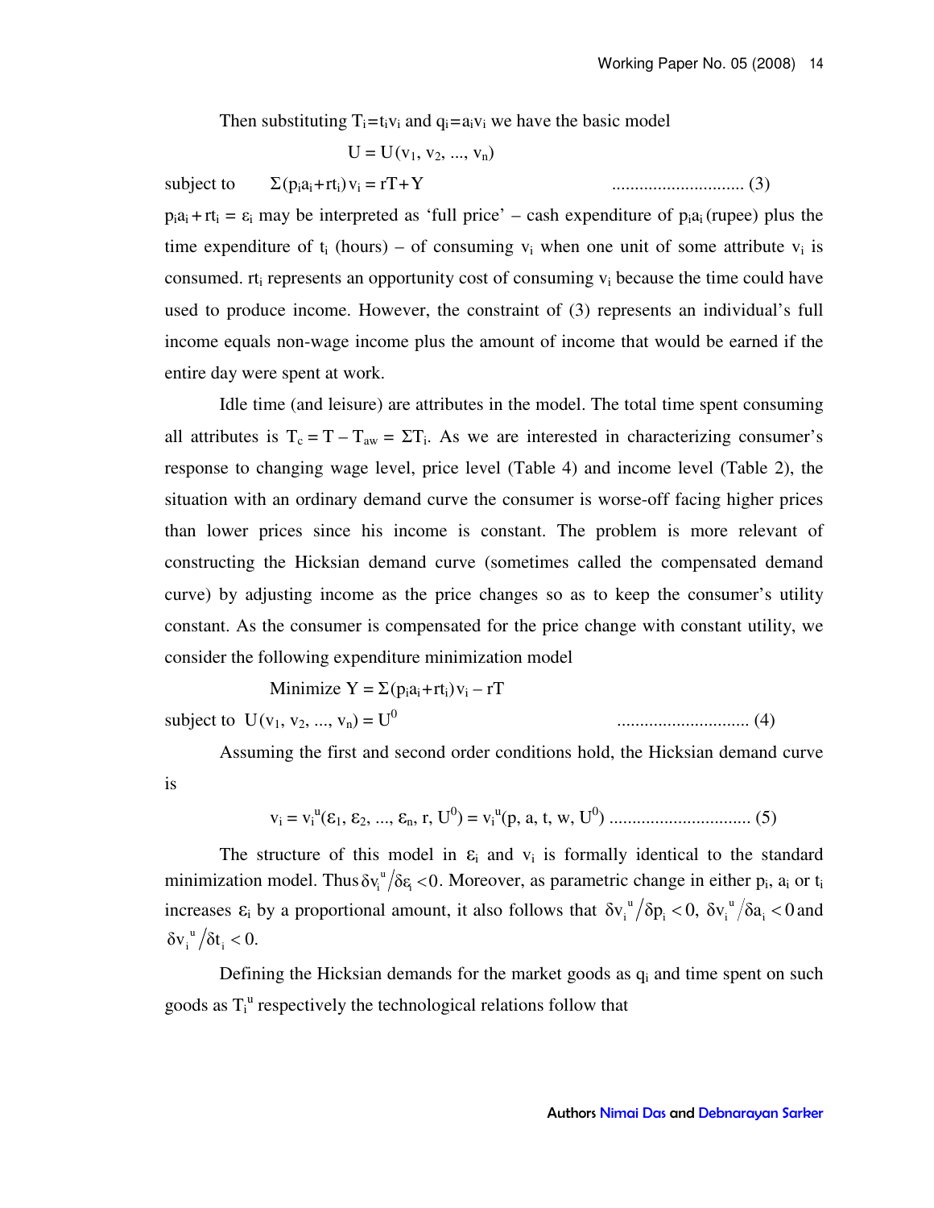Then substituting $T_i = t_i v_i$ and $q_i = a_i v_i$ we have the basic model

$$U = U(v_1, v_2, ..., v_n)$$

subject to $\quad \Sigma(p_i a_i + r t_i) v_i = rT + Y \quad$ ............................ (3)

$p_i a_i + r t_i = \varepsilon_i$ may be interpreted as 'full price' – cash expenditure of $p_i a_i$ (rupee) plus the time expenditure of $t_i$ (hours) – of consuming $v_i$ when one unit of some attribute $v_i$ is consumed. $r t_i$ represents an opportunity cost of consuming $v_i$ because the time could have used to produce income. However, the constraint of (3) represents an individual's full income equals non-wage income plus the amount of income that would be earned if the entire day were spent at work.

Idle time (and leisure) are attributes in the model. The total time spent consuming all attributes is $T_c = T - T_{aw} = \Sigma T_i$. As we are interested in characterizing consumer's response to changing wage level, price level (Table 4) and income level (Table 2), the situation with an ordinary demand curve the consumer is worse-off facing higher prices than lower prices since his income is constant. The problem is more relevant of constructing the Hicksian demand curve (sometimes called the compensated demand curve) by adjusting income as the price changes so as to keep the consumer's utility constant. As the consumer is compensated for the price change with constant utility, we consider the following expenditure minimization model

$$\text{Minimize } Y = \Sigma(p_i a_i + r t_i) v_i - rT$$

subject to $\; U(v_1, v_2, ..., v_n) = U^0 \quad$ ............................ (4)

Assuming the first and second order conditions hold, the Hicksian demand curve is

$$v_i = v_i^u(\varepsilon_1, \varepsilon_2, ..., \varepsilon_n, r, U^0) = v_i^u(p, a, t, w, U^0) \quad \text{.............................. (5)}$$

The structure of this model in $\varepsilon_i$ and $v_i$ is formally identical to the standard minimization model. Thus $\delta v_i^u / \delta \varepsilon_i < 0$. Moreover, as parametric change in either $p_i$, $a_i$ or $t_i$ increases $\varepsilon_i$ by a proportional amount, it also follows that $\delta v_i^u / \delta p_i < 0$, $\delta v_i^u / \delta a_i < 0$ and $\delta v_i^u / \delta t_i < 0$.

Defining the Hicksian demands for the market goods as $q_i$ and time spent on such goods as $T_i^u$ respectively the technological relations follow that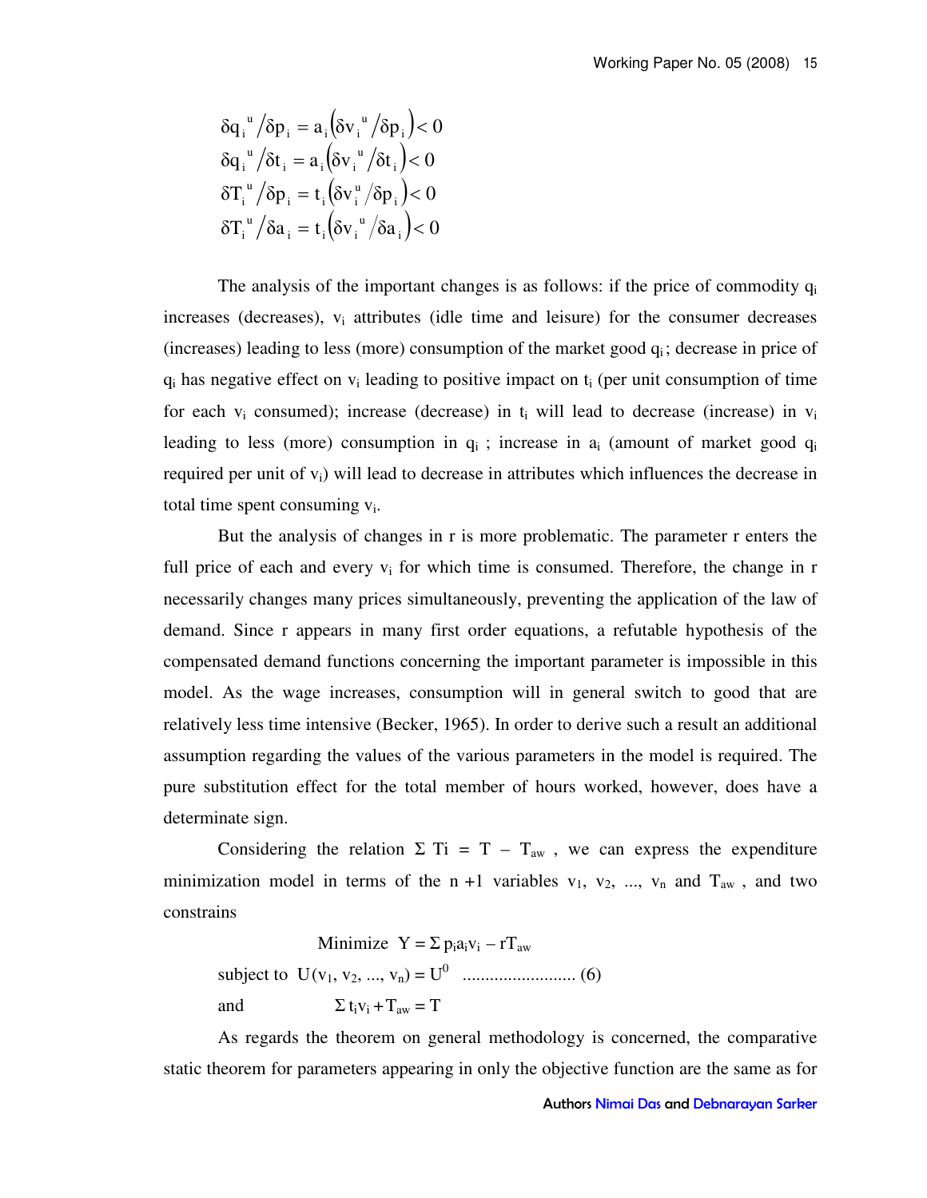$$\delta q_i^{\,u} / \delta p_i = a_i \left( \delta v_i^{\,u} / \delta p_i \right) < 0$$
$$\delta q_i^{\,u} / \delta t_i = a_i \left( \delta v_i^{\,u} / \delta t_i \right) < 0$$
$$\delta T_i^{\,u} / \delta p_i = t_i \left( \delta v_i^{\,u} / \delta p_i \right) < 0$$
$$\delta T_i^{\,u} / \delta a_i = t_i \left( \delta v_i^{\,u} / \delta a_i \right) < 0$$

The analysis of the important changes is as follows: if the price of commodity $q_i$ increases (decreases), $v_i$ attributes (idle time and leisure) for the consumer decreases (increases) leading to less (more) consumption of the market good $q_i$; decrease in price of $q_i$ has negative effect on $v_i$ leading to positive impact on $t_i$ (per unit consumption of time for each $v_i$ consumed); increase (decrease) in $t_i$ will lead to decrease (increase) in $v_i$ leading to less (more) consumption in $q_i$ ; increase in $a_i$ (amount of market good $q_i$ required per unit of $v_i$) will lead to decrease in attributes which influences the decrease in total time spent consuming $v_i$.

But the analysis of changes in r is more problematic. The parameter r enters the full price of each and every $v_i$ for which time is consumed. Therefore, the change in r necessarily changes many prices simultaneously, preventing the application of the law of demand. Since r appears in many first order equations, a refutable hypothesis of the compensated demand functions concerning the important parameter is impossible in this model. As the wage increases, consumption will in general switch to good that are relatively less time intensive (Becker, 1965). In order to derive such a result an additional assumption regarding the values of the various parameters in the model is required. The pure substitution effect for the total member of hours worked, however, does have a determinate sign.

Considering the relation $\Sigma\, T_i = T - T_{aw}$ , we can express the expenditure minimization model in terms of the n +1 variables $v_1, v_2, ..., v_n$ and $T_{aw}$ , and two constrains

$$\text{Minimize } \; Y = \Sigma\, p_i a_i v_i - rT_{aw}$$

$$\text{subject to } \; U(v_1, v_2, ..., v_n) = U^0 \quad \text{.........................} \; (6)$$

$$\text{and } \quad \Sigma\, t_i v_i + T_{aw} = T$$

As regards the theorem on general methodology is concerned, the comparative static theorem for parameters appearing in only the objective function are the same as for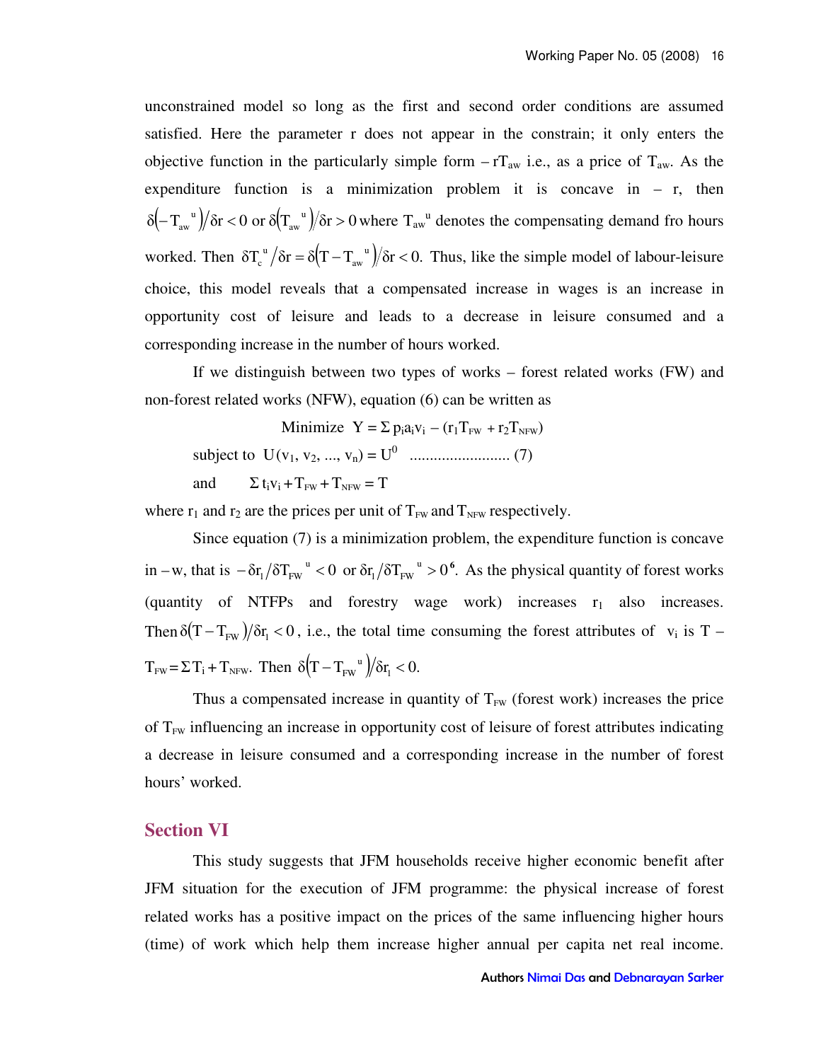unconstrained model so long as the first and second order conditions are assumed satisfied. Here the parameter r does not appear in the constrain; it only enters the objective function in the particularly simple form $-rT_{aw}$ i.e., as a price of $T_{aw}$. As the expenditure function is a minimization problem it is concave in $-r$, then $\delta\left(-T_{aw}{}^{u}\right)/\delta r < 0$ or $\delta\left(T_{aw}{}^{u}\right)/\delta r > 0$ where $T_{aw}{}^{u}$ denotes the compensating demand fro hours worked. Then $\delta T_{c}{}^{u}/\delta r = \delta\left(T - T_{aw}{}^{u}\right)/\delta r < 0$. Thus, like the simple model of labour-leisure choice, this model reveals that a compensated increase in wages is an increase in opportunity cost of leisure and leads to a decrease in leisure consumed and a corresponding increase in the number of hours worked.

If we distinguish between two types of works – forest related works (FW) and non-forest related works (NFW), equation (6) can be written as

$$\text{Minimize } \; Y = \Sigma\, p_i a_i v_i - (r_1 T_{FW} + r_2 T_{NFW})$$

$$\text{subject to } \; U(v_1, v_2, ..., v_n) = U^0 \quad \text{......................... (7)}$$

$$\text{and} \qquad \Sigma\, t_i v_i + T_{FW} + T_{NFW} = T$$

where $r_1$ and $r_2$ are the prices per unit of $T_{FW}$ and $T_{NFW}$ respectively.

Since equation (7) is a minimization problem, the expenditure function is concave in $-w$, that is $-\delta r_1/\delta T_{FW}{}^{u} < 0$ or $\delta r_1/\delta T_{FW}{}^{u} > 0$[6]. As the physical quantity of forest works (quantity of NTFPs and forestry wage work) increases $r_1$ also increases. Then $\delta\left(T - T_{FW}\right)/\delta r_1 < 0$, i.e., the total time consuming the forest attributes of $v_i$ is $T - T_{FW} = \Sigma\, T_i + T_{NFW}$. Then $\delta\left(T - T_{FW}{}^{u}\right)/\delta r_1 < 0$.

Thus a compensated increase in quantity of $T_{FW}$ (forest work) increases the price of $T_{FW}$ influencing an increase in opportunity cost of leisure of forest attributes indicating a decrease in leisure consumed and a corresponding increase in the number of forest hours' worked.

## Section VI

This study suggests that JFM households receive higher economic benefit after JFM situation for the execution of JFM programme: the physical increase of forest related works has a positive impact on the prices of the same influencing higher hours (time) of work which help them increase higher annual per capita net real income.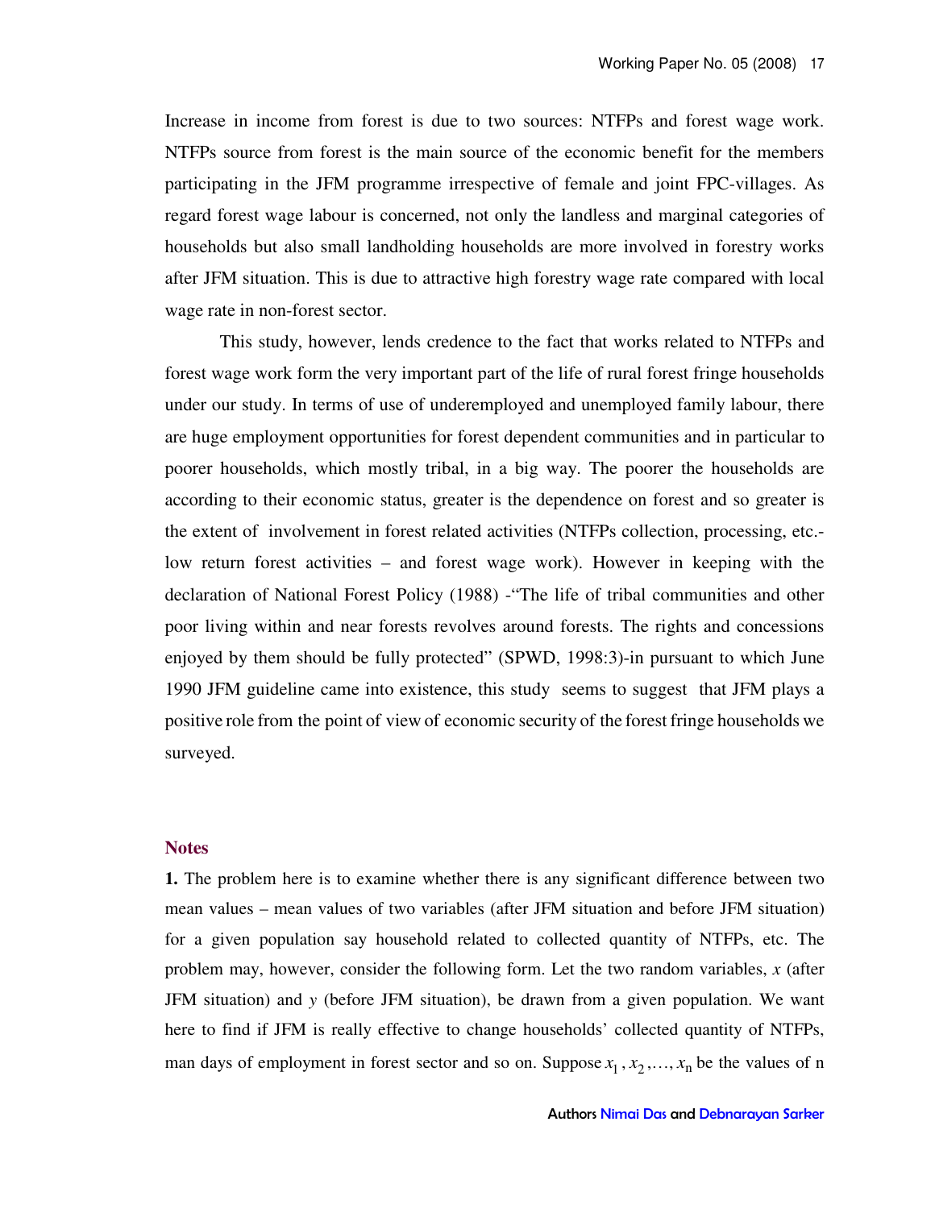Increase in income from forest is due to two sources: NTFPs and forest wage work. NTFPs source from forest is the main source of the economic benefit for the members participating in the JFM programme irrespective of female and joint FPC-villages. As regard forest wage labour is concerned, not only the landless and marginal categories of households but also small landholding households are more involved in forestry works after JFM situation. This is due to attractive high forestry wage rate compared with local wage rate in non-forest sector.

This study, however, lends credence to the fact that works related to NTFPs and forest wage work form the very important part of the life of rural forest fringe households under our study. In terms of use of underemployed and unemployed family labour, there are huge employment opportunities for forest dependent communities and in particular to poorer households, which mostly tribal, in a big way. The poorer the households are according to their economic status, greater is the dependence on forest and so greater is the extent of involvement in forest related activities (NTFPs collection, processing, etc.- low return forest activities – and forest wage work). However in keeping with the declaration of National Forest Policy (1988) -"The life of tribal communities and other poor living within and near forests revolves around forests. The rights and concessions enjoyed by them should be fully protected" (SPWD, 1998:3)-in pursuant to which June 1990 JFM guideline came into existence, this study seems to suggest that JFM plays a positive role from the point of view of economic security of the forest fringe households we surveyed.

## Notes

**1.** The problem here is to examine whether there is any significant difference between two mean values – mean values of two variables (after JFM situation and before JFM situation) for a given population say household related to collected quantity of NTFPs, etc. The problem may, however, consider the following form. Let the two random variables, $x$ (after JFM situation) and $y$ (before JFM situation), be drawn from a given population. We want here to find if JFM is really effective to change households' collected quantity of NTFPs, man days of employment in forest sector and so on. Suppose $x_1, x_2, \ldots, x_n$ be the values of n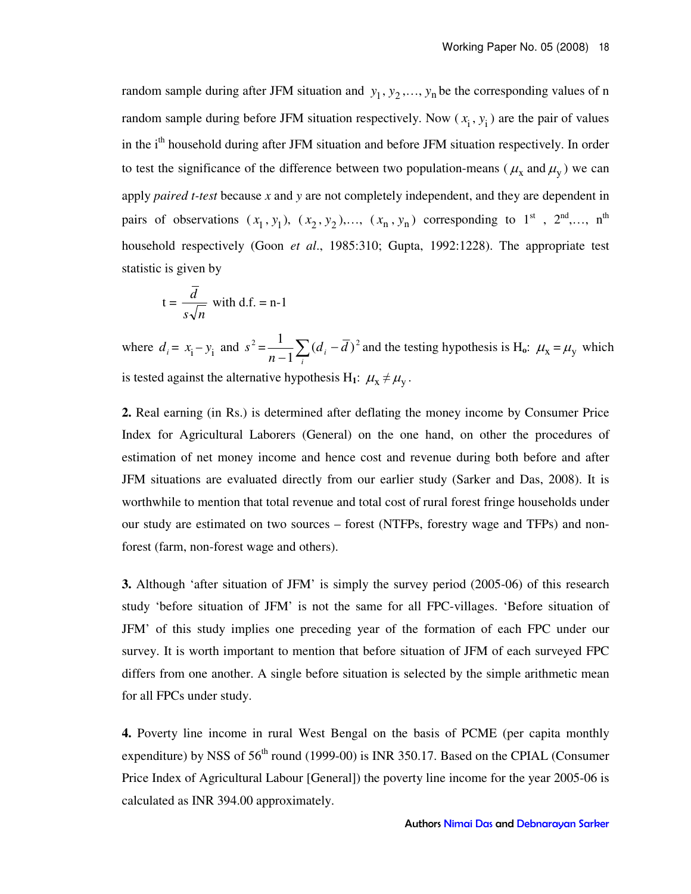random sample during after JFM situation and $y_1, y_2, \ldots, y_n$ be the corresponding values of n random sample during before JFM situation respectively. Now ($x_i$, $y_i$) are the pair of values in the i[th] household during after JFM situation and before JFM situation respectively. In order to test the significance of the difference between two population-means ($\mu_x$ and $\mu_y$) we can apply *paired t-test* because *x* and *y* are not completely independent, and they are dependent in pairs of observations $(x_1, y_1)$, $(x_2, y_2)$,..., $(x_n, y_n)$ corresponding to 1[st], 2[nd],..., n[th] household respectively (Goon *et al*., 1985:310; Gupta, 1992:1228). The appropriate test statistic is given by

$$t = \frac{\bar{d}}{s\sqrt{n}} \text{ with d.f.} = \text{n-1}$$

where $d_i = x_i - y_i$ and $s^2 = \frac{1}{n-1}\sum_i (d_i - \bar{d})^2$ and the testing hypothesis is $H_o$: $\mu_x = \mu_y$ which is tested against the alternative hypothesis $H_1$: $\mu_x \neq \mu_y$.

**2.** Real earning (in Rs.) is determined after deflating the money income by Consumer Price Index for Agricultural Laborers (General) on the one hand, on other the procedures of estimation of net money income and hence cost and revenue during both before and after JFM situations are evaluated directly from our earlier study (Sarker and Das, 2008). It is worthwhile to mention that total revenue and total cost of rural forest fringe households under our study are estimated on two sources – forest (NTFPs, forestry wage and TFPs) and non-forest (farm, non-forest wage and others).

**3.** Although 'after situation of JFM' is simply the survey period (2005-06) of this research study 'before situation of JFM' is not the same for all FPC-villages. 'Before situation of JFM' of this study implies one preceding year of the formation of each FPC under our survey. It is worth important to mention that before situation of JFM of each surveyed FPC differs from one another. A single before situation is selected by the simple arithmetic mean for all FPCs under study.

**4.** Poverty line income in rural West Bengal on the basis of PCME (per capita monthly expenditure) by NSS of 56[th] round (1999-00) is INR 350.17. Based on the CPIAL (Consumer Price Index of Agricultural Labour [General]) the poverty line income for the year 2005-06 is calculated as INR 394.00 approximately.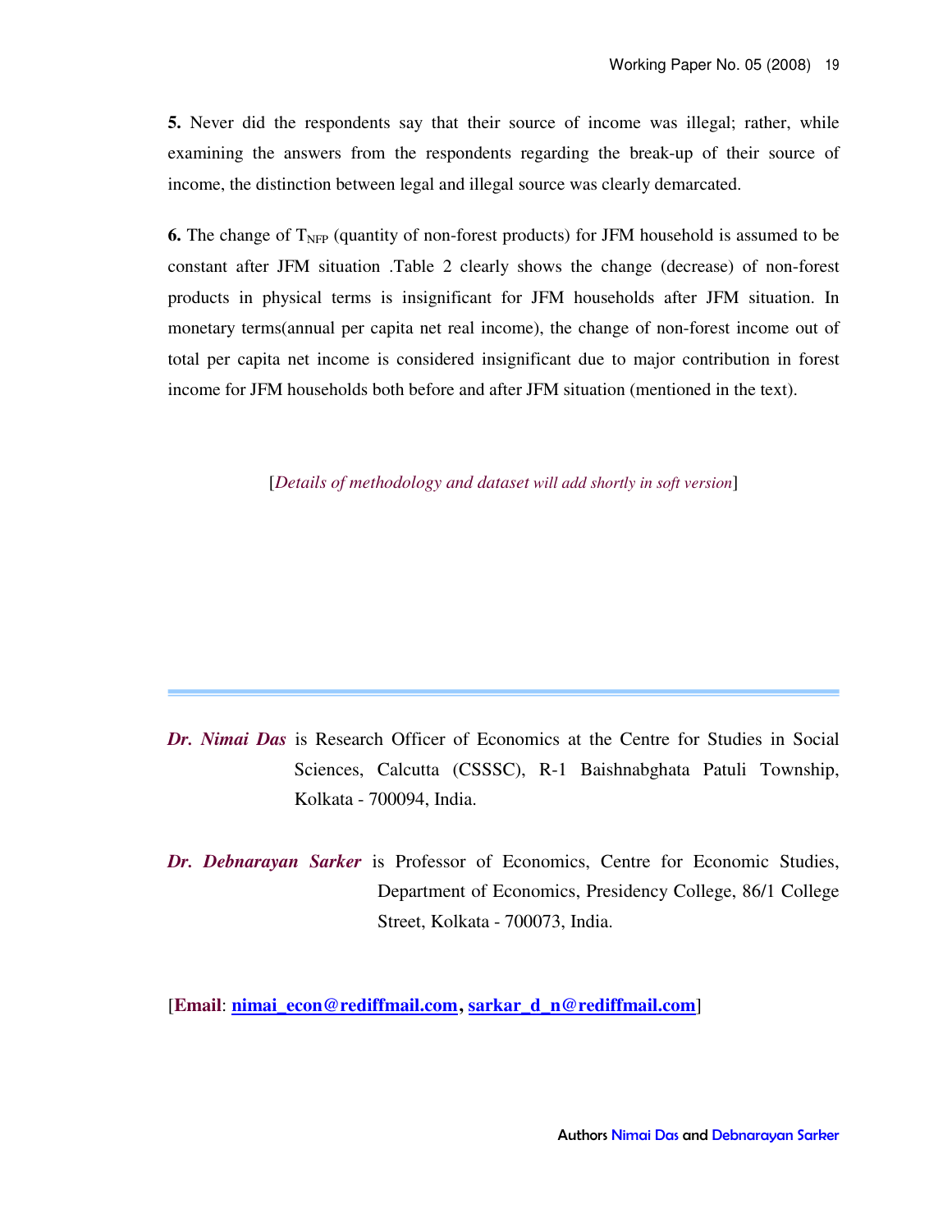**5.** Never did the respondents say that their source of income was illegal; rather, while examining the answers from the respondents regarding the break-up of their source of income, the distinction between legal and illegal source was clearly demarcated.

**6.** The change of $T_{NFP}$ (quantity of non-forest products) for JFM household is assumed to be constant after JFM situation .Table 2 clearly shows the change (decrease) of non-forest products in physical terms is insignificant for JFM households after JFM situation. In monetary terms(annual per capita net real income), the change of non-forest income out of total per capita net income is considered insignificant due to major contribution in forest income for JFM households both before and after JFM situation (mentioned in the text).

[*Details of methodology and dataset will add shortly in soft version*]

---

***Dr. Nimai Das*** is Research Officer of Economics at the Centre for Studies in Social Sciences, Calcutta (CSSSC), R-1 Baishnabghata Patuli Township, Kolkata - 700094, India.

***Dr. Debnarayan Sarker*** is Professor of Economics, Centre for Economic Studies, Department of Economics, Presidency College, 86/1 College Street, Kolkata - 700073, India.

[**Email**: **nimai_econ@rediffmail.com**, **sarkar_d_n@rediffmail.com**]